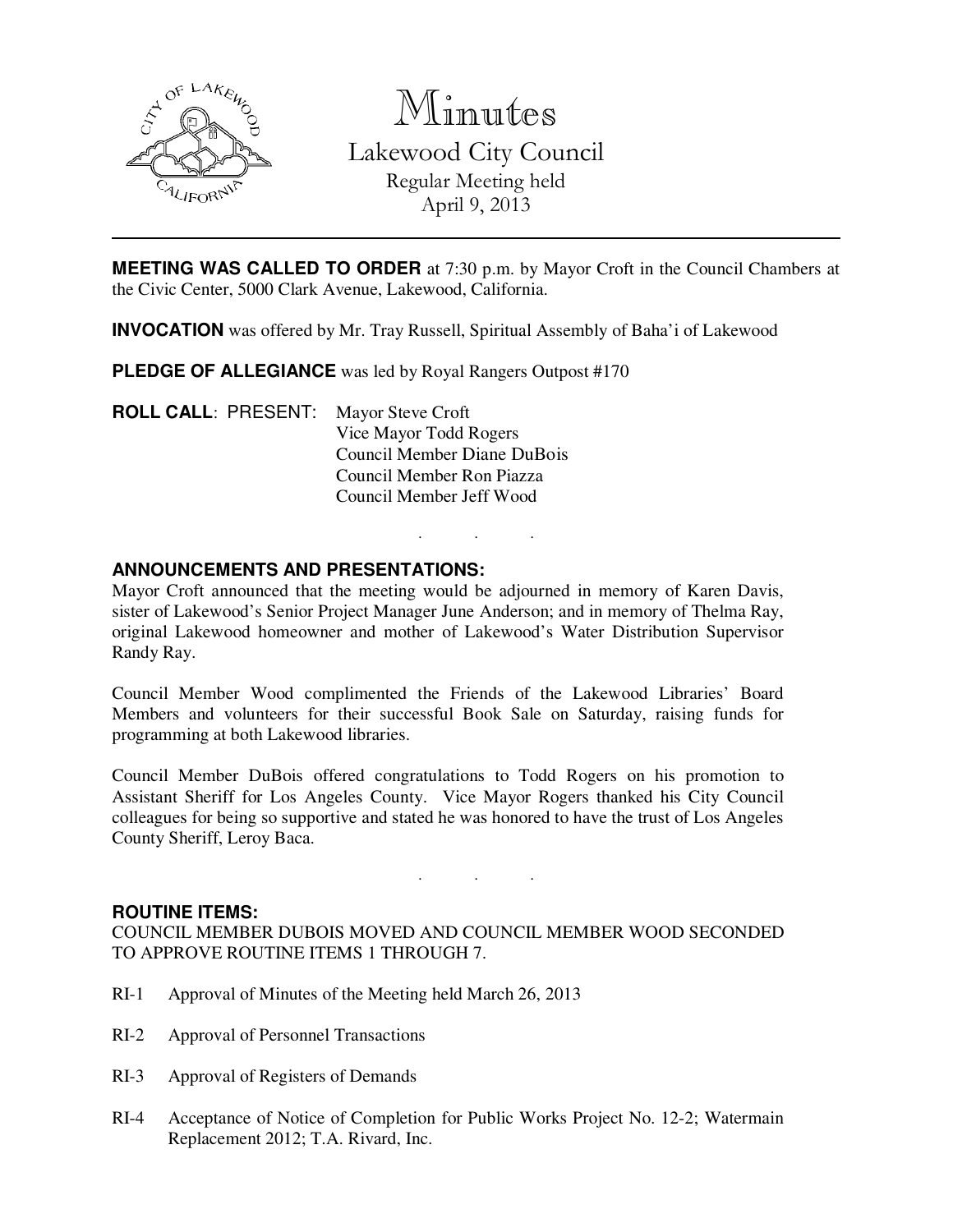# Minutes

## Lakewood City Council

Regular Meeting held
April 9, 2013

---

**MEETING WAS CALLED TO ORDER** at 7:30 p.m. by Mayor Croft in the Council Chambers at the Civic Center, 5000 Clark Avenue, Lakewood, California.

**INVOCATION** was offered by Mr. Tray Russell, Spiritual Assembly of Baha'i of Lakewood

**PLEDGE OF ALLEGIANCE** was led by Royal Rangers Outpost #170

**ROLL CALL**: PRESENT:
Mayor Steve Croft
Vice Mayor Todd Rogers
Council Member Diane DuBois
Council Member Ron Piazza
Council Member Jeff Wood

. . .

**ANNOUNCEMENTS AND PRESENTATIONS:**

Mayor Croft announced that the meeting would be adjourned in memory of Karen Davis, sister of Lakewood's Senior Project Manager June Anderson; and in memory of Thelma Ray, original Lakewood homeowner and mother of Lakewood's Water Distribution Supervisor Randy Ray.

Council Member Wood complimented the Friends of the Lakewood Libraries' Board Members and volunteers for their successful Book Sale on Saturday, raising funds for programming at both Lakewood libraries.

Council Member DuBois offered congratulations to Todd Rogers on his promotion to Assistant Sheriff for Los Angeles County. Vice Mayor Rogers thanked his City Council colleagues for being so supportive and stated he was honored to have the trust of Los Angeles County Sheriff, Leroy Baca.

. . .

**ROUTINE ITEMS:**

COUNCIL MEMBER DUBOIS MOVED AND COUNCIL MEMBER WOOD SECONDED TO APPROVE ROUTINE ITEMS 1 THROUGH 7.

RI-1 Approval of Minutes of the Meeting held March 26, 2013

RI-2 Approval of Personnel Transactions

RI-3 Approval of Registers of Demands

RI-4 Acceptance of Notice of Completion for Public Works Project No. 12-2; Watermain Replacement 2012; T.A. Rivard, Inc.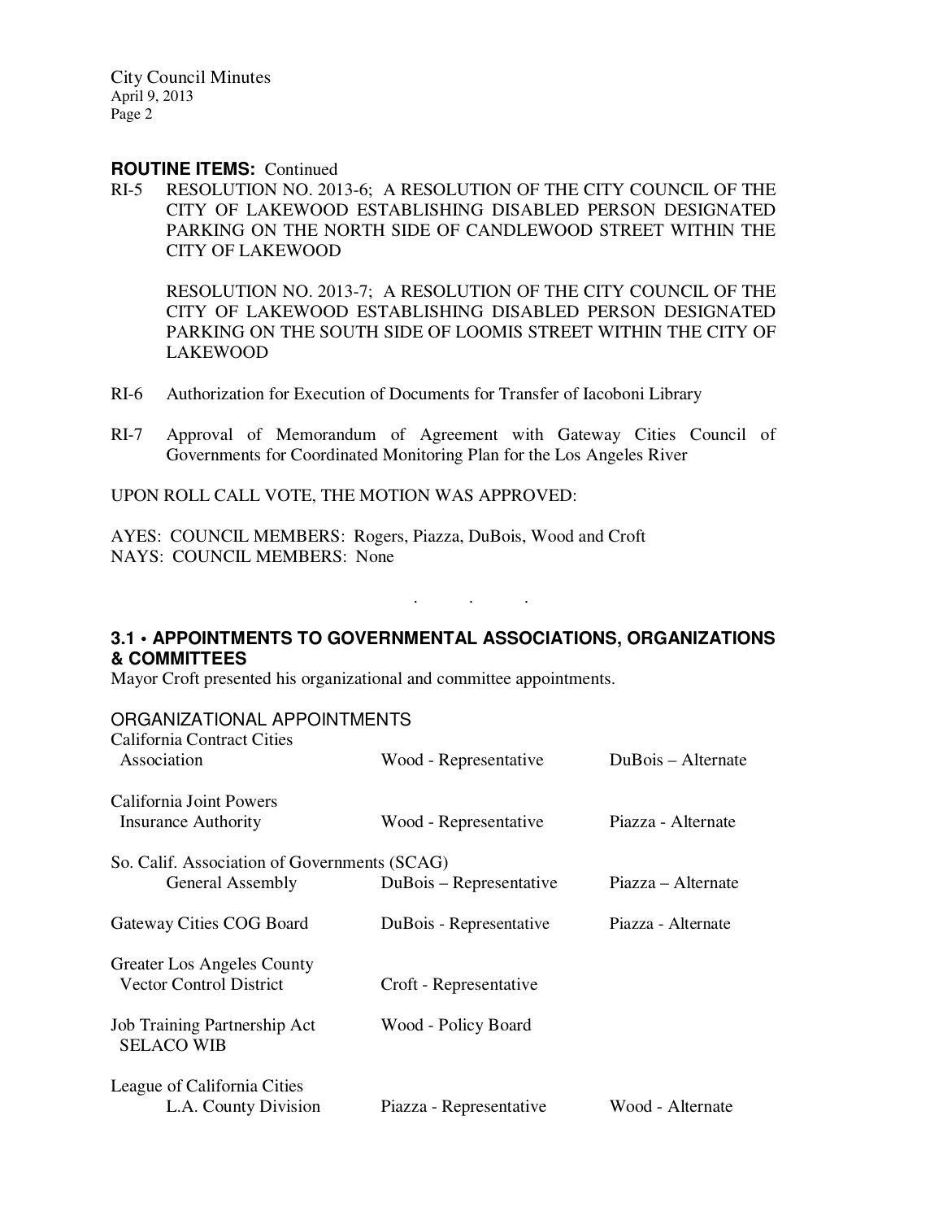**ROUTINE ITEMS:** Continued

RI-5 RESOLUTION NO. 2013-6; A RESOLUTION OF THE CITY COUNCIL OF THE CITY OF LAKEWOOD ESTABLISHING DISABLED PERSON DESIGNATED PARKING ON THE NORTH SIDE OF CANDLEWOOD STREET WITHIN THE CITY OF LAKEWOOD

RESOLUTION NO. 2013-7; A RESOLUTION OF THE CITY COUNCIL OF THE CITY OF LAKEWOOD ESTABLISHING DISABLED PERSON DESIGNATED PARKING ON THE SOUTH SIDE OF LOOMIS STREET WITHIN THE CITY OF LAKEWOOD

RI-6 Authorization for Execution of Documents for Transfer of Iacoboni Library

RI-7 Approval of Memorandum of Agreement with Gateway Cities Council of Governments for Coordinated Monitoring Plan for the Los Angeles River

UPON ROLL CALL VOTE, THE MOTION WAS APPROVED:

AYES: COUNCIL MEMBERS: Rogers, Piazza, DuBois, Wood and Croft
NAYS: COUNCIL MEMBERS: None

. . .

### 3.1 • APPOINTMENTS TO GOVERNMENTAL ASSOCIATIONS, ORGANIZATIONS & COMMITTEES

Mayor Croft presented his organizational and committee appointments.

ORGANIZATIONAL APPOINTMENTS

| Organization | Representative | Alternate |
|---|---|---|
| California Contract Cities Association | Wood - Representative | DuBois – Alternate |
| California Joint Powers Insurance Authority | Wood - Representative | Piazza - Alternate |
| So. Calif. Association of Governments (SCAG) General Assembly | DuBois – Representative | Piazza – Alternate |
| Gateway Cities COG Board | DuBois - Representative | Piazza - Alternate |
| Greater Los Angeles County Vector Control District | Croft - Representative | |
| Job Training Partnership Act SELACO WIB | Wood - Policy Board | |
| League of California Cities L.A. County Division | Piazza - Representative | Wood - Alternate |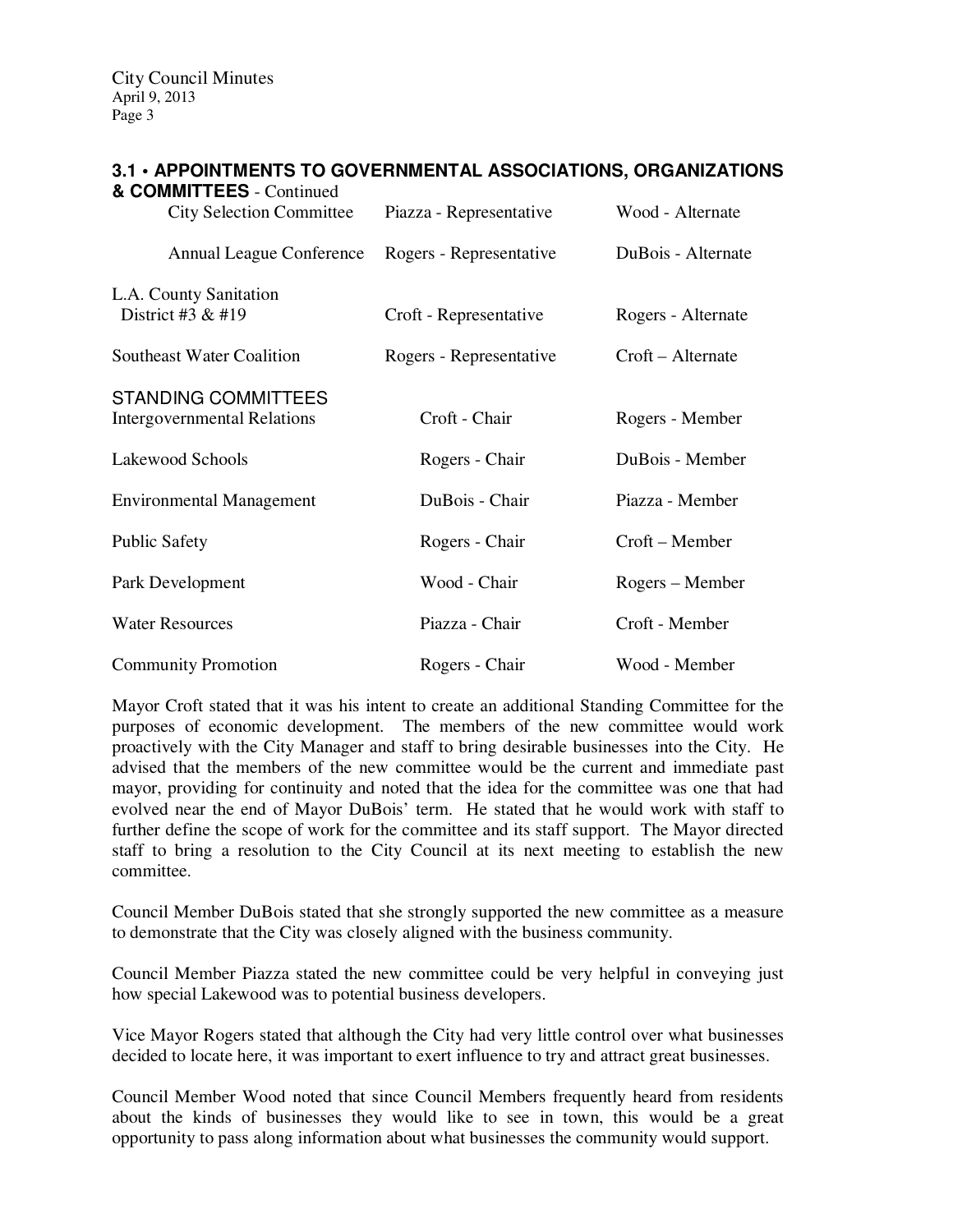### 3.1 • APPOINTMENTS TO GOVERNMENTAL ASSOCIATIONS, ORGANIZATIONS & COMMITTEES - Continued

| | | |
|---|---|---|
| City Selection Committee | Piazza - Representative | Wood - Alternate |
| Annual League Conference | Rogers - Representative | DuBois - Alternate |
| L.A. County Sanitation District #3 & #19 | Croft - Representative | Rogers - Alternate |
| Southeast Water Coalition | Rogers - Representative | Croft – Alternate |

STANDING COMMITTEES

| | | |
|---|---|---|
| Intergovernmental Relations | Croft - Chair | Rogers - Member |
| Lakewood Schools | Rogers - Chair | DuBois - Member |
| Environmental Management | DuBois - Chair | Piazza - Member |
| Public Safety | Rogers - Chair | Croft – Member |
| Park Development | Wood - Chair | Rogers – Member |
| Water Resources | Piazza - Chair | Croft - Member |
| Community Promotion | Rogers - Chair | Wood - Member |

Mayor Croft stated that it was his intent to create an additional Standing Committee for the purposes of economic development. The members of the new committee would work proactively with the City Manager and staff to bring desirable businesses into the City. He advised that the members of the new committee would be the current and immediate past mayor, providing for continuity and noted that the idea for the committee was one that had evolved near the end of Mayor DuBois' term. He stated that he would work with staff to further define the scope of work for the committee and its staff support. The Mayor directed staff to bring a resolution to the City Council at its next meeting to establish the new committee.

Council Member DuBois stated that she strongly supported the new committee as a measure to demonstrate that the City was closely aligned with the business community.

Council Member Piazza stated the new committee could be very helpful in conveying just how special Lakewood was to potential business developers.

Vice Mayor Rogers stated that although the City had very little control over what businesses decided to locate here, it was important to exert influence to try and attract great businesses.

Council Member Wood noted that since Council Members frequently heard from residents about the kinds of businesses they would like to see in town, this would be a great opportunity to pass along information about what businesses the community would support.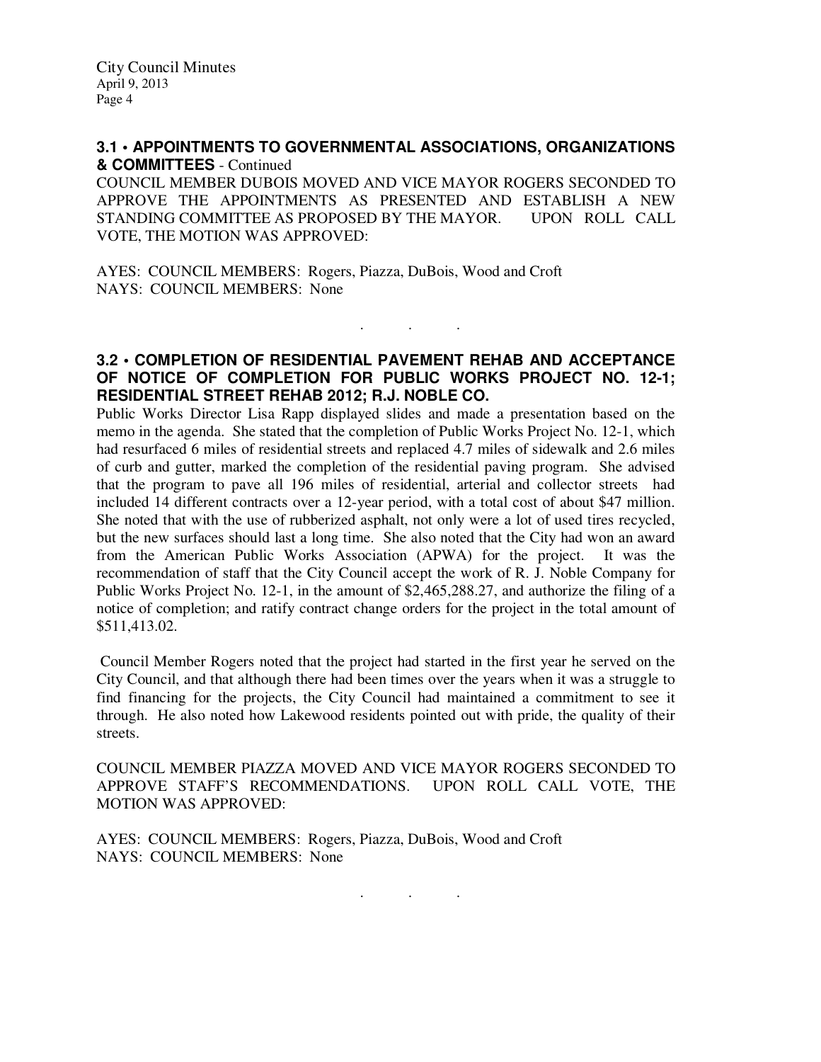### 3.1 • APPOINTMENTS TO GOVERNMENTAL ASSOCIATIONS, ORGANIZATIONS & COMMITTEES - Continued

COUNCIL MEMBER DUBOIS MOVED AND VICE MAYOR ROGERS SECONDED TO APPROVE THE APPOINTMENTS AS PRESENTED AND ESTABLISH A NEW STANDING COMMITTEE AS PROPOSED BY THE MAYOR. UPON ROLL CALL VOTE, THE MOTION WAS APPROVED:

AYES: COUNCIL MEMBERS: Rogers, Piazza, DuBois, Wood and Croft
NAYS: COUNCIL MEMBERS: None

. . .

### 3.2 • COMPLETION OF RESIDENTIAL PAVEMENT REHAB AND ACCEPTANCE OF NOTICE OF COMPLETION FOR PUBLIC WORKS PROJECT NO. 12-1; RESIDENTIAL STREET REHAB 2012; R.J. NOBLE CO.

Public Works Director Lisa Rapp displayed slides and made a presentation based on the memo in the agenda. She stated that the completion of Public Works Project No. 12-1, which had resurfaced 6 miles of residential streets and replaced 4.7 miles of sidewalk and 2.6 miles of curb and gutter, marked the completion of the residential paving program. She advised that the program to pave all 196 miles of residential, arterial and collector streets had included 14 different contracts over a 12-year period, with a total cost of about $47 million. She noted that with the use of rubberized asphalt, not only were a lot of used tires recycled, but the new surfaces should last a long time. She also noted that the City had won an award from the American Public Works Association (APWA) for the project. It was the recommendation of staff that the City Council accept the work of R. J. Noble Company for Public Works Project No. 12-1, in the amount of $2,465,288.27, and authorize the filing of a notice of completion; and ratify contract change orders for the project in the total amount of $511,413.02.

Council Member Rogers noted that the project had started in the first year he served on the City Council, and that although there had been times over the years when it was a struggle to find financing for the projects, the City Council had maintained a commitment to see it through. He also noted how Lakewood residents pointed out with pride, the quality of their streets.

COUNCIL MEMBER PIAZZA MOVED AND VICE MAYOR ROGERS SECONDED TO APPROVE STAFF'S RECOMMENDATIONS. UPON ROLL CALL VOTE, THE MOTION WAS APPROVED:

AYES: COUNCIL MEMBERS: Rogers, Piazza, DuBois, Wood and Croft
NAYS: COUNCIL MEMBERS: None

. . .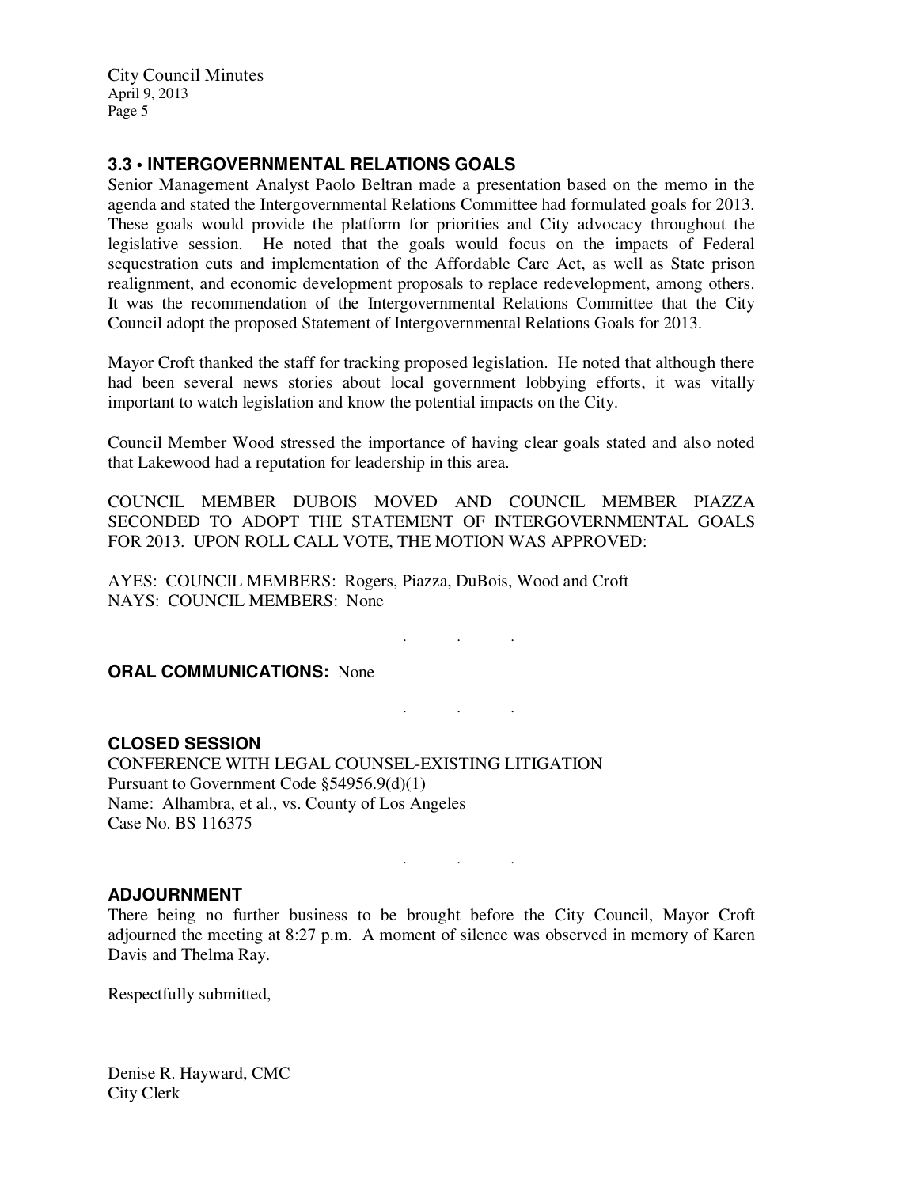### 3.3 • INTERGOVERNMENTAL RELATIONS GOALS

Senior Management Analyst Paolo Beltran made a presentation based on the memo in the agenda and stated the Intergovernmental Relations Committee had formulated goals for 2013. These goals would provide the platform for priorities and City advocacy throughout the legislative session. He noted that the goals would focus on the impacts of Federal sequestration cuts and implementation of the Affordable Care Act, as well as State prison realignment, and economic development proposals to replace redevelopment, among others. It was the recommendation of the Intergovernmental Relations Committee that the City Council adopt the proposed Statement of Intergovernmental Relations Goals for 2013.

Mayor Croft thanked the staff for tracking proposed legislation. He noted that although there had been several news stories about local government lobbying efforts, it was vitally important to watch legislation and know the potential impacts on the City.

Council Member Wood stressed the importance of having clear goals stated and also noted that Lakewood had a reputation for leadership in this area.

COUNCIL MEMBER DUBOIS MOVED AND COUNCIL MEMBER PIAZZA SECONDED TO ADOPT THE STATEMENT OF INTERGOVERNMENTAL GOALS FOR 2013. UPON ROLL CALL VOTE, THE MOTION WAS APPROVED:

AYES: COUNCIL MEMBERS: Rogers, Piazza, DuBois, Wood and Croft
NAYS: COUNCIL MEMBERS: None

. . .

**ORAL COMMUNICATIONS:** None

. . .

### CLOSED SESSION

CONFERENCE WITH LEGAL COUNSEL-EXISTING LITIGATION
Pursuant to Government Code §54956.9(d)(1)
Name: Alhambra, et al., vs. County of Los Angeles
Case No. BS 116375

. . .

### ADJOURNMENT

There being no further business to be brought before the City Council, Mayor Croft adjourned the meeting at 8:27 p.m. A moment of silence was observed in memory of Karen Davis and Thelma Ray.

Respectfully submitted,

Denise R. Hayward, CMC
City Clerk